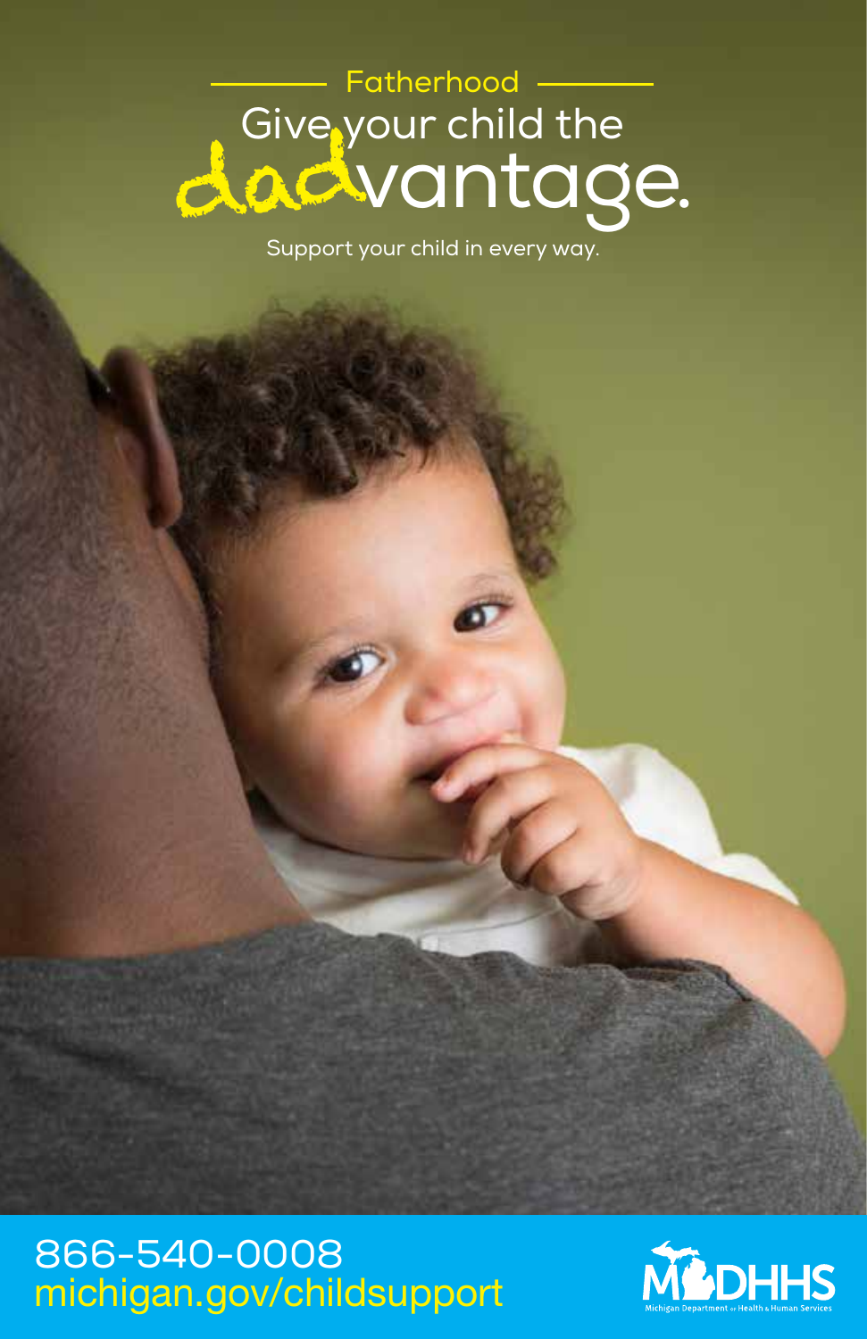Fatherhood

# Give your child the dadvantage.

Support your child in every way.

866-540-0008
michigan.gov/childsupport

MDHHS
Michigan Department of Health & Human Services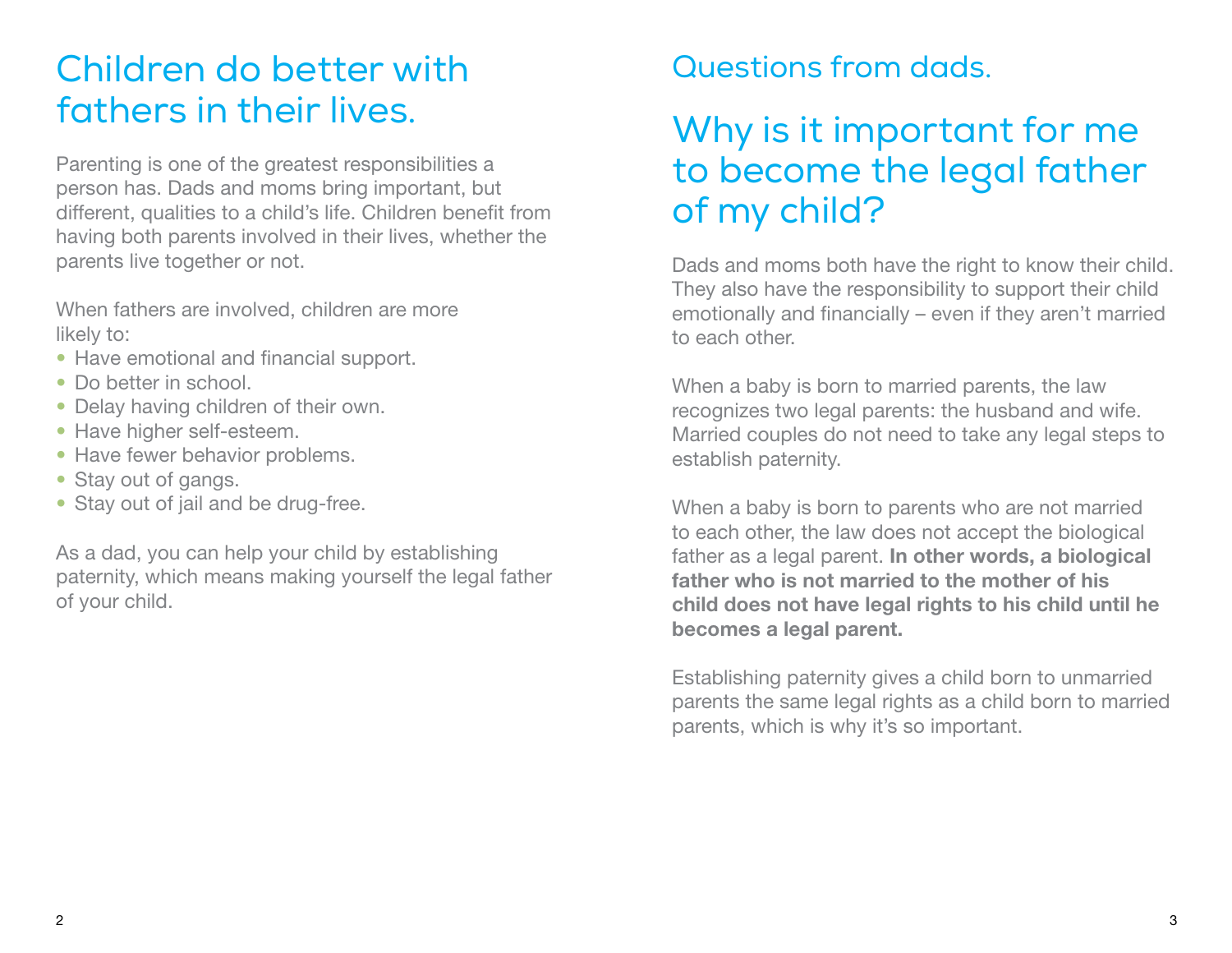# Children do better with fathers in their lives.

Parenting is one of the greatest responsibilities a person has. Dads and moms bring important, but different, qualities to a child's life. Children benefit from having both parents involved in their lives, whether the parents live together or not.

When fathers are involved, children are more likely to:

- Have emotional and financial support.
- Do better in school.
- Delay having children of their own.
- Have higher self-esteem.
- Have fewer behavior problems.
- Stay out of gangs.
- Stay out of jail and be drug-free.

As a dad, you can help your child by establishing paternity, which means making yourself the legal father of your child.

## Questions from dads.

# Why is it important for me to become the legal father of my child?

Dads and moms both have the right to know their child. They also have the responsibility to support their child emotionally and financially – even if they aren't married to each other.

When a baby is born to married parents, the law recognizes two legal parents: the husband and wife. Married couples do not need to take any legal steps to establish paternity.

When a baby is born to parents who are not married to each other, the law does not accept the biological father as a legal parent. **In other words, a biological father who is not married to the mother of his child does not have legal rights to his child until he becomes a legal parent.**

Establishing paternity gives a child born to unmarried parents the same legal rights as a child born to married parents, which is why it's so important.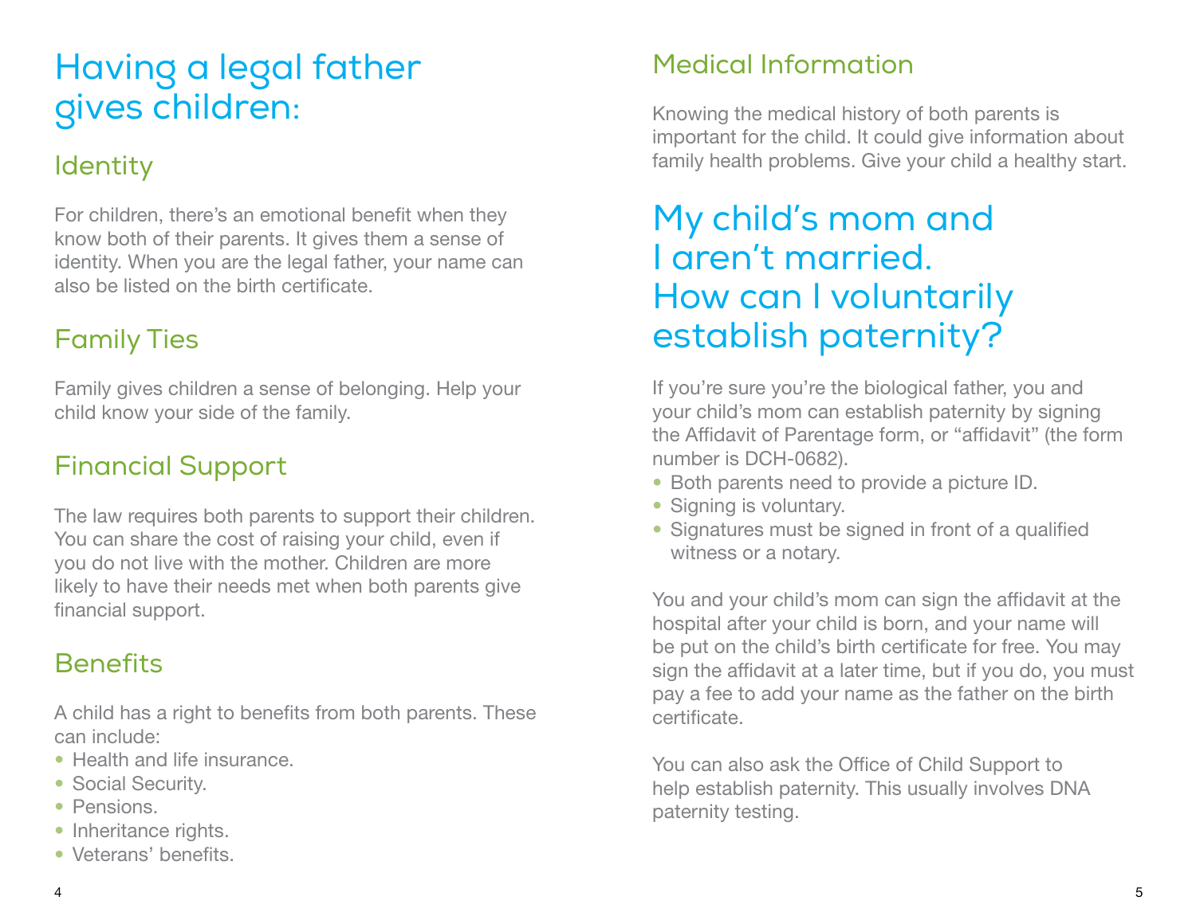# Having a legal father gives children:

## Identity

For children, there's an emotional benefit when they know both of their parents. It gives them a sense of identity. When you are the legal father, your name can also be listed on the birth certificate.

## Family Ties

Family gives children a sense of belonging. Help your child know your side of the family.

## Financial Support

The law requires both parents to support their children. You can share the cost of raising your child, even if you do not live with the mother. Children are more likely to have their needs met when both parents give financial support.

## Benefits

A child has a right to benefits from both parents. These can include:

- Health and life insurance.
- Social Security.
- Pensions.
- Inheritance rights.
- Veterans' benefits.

## Medical Information

Knowing the medical history of both parents is important for the child. It could give information about family health problems. Give your child a healthy start.

# My child's mom and I aren't married. How can I voluntarily establish paternity?

If you're sure you're the biological father, you and your child's mom can establish paternity by signing the Affidavit of Parentage form, or "affidavit" (the form number is DCH-0682).

- Both parents need to provide a picture ID.
- Signing is voluntary.
- Signatures must be signed in front of a qualified witness or a notary.

You and your child's mom can sign the affidavit at the hospital after your child is born, and your name will be put on the child's birth certificate for free. You may sign the affidavit at a later time, but if you do, you must pay a fee to add your name as the father on the birth certificate.

You can also ask the Office of Child Support to help establish paternity. This usually involves DNA paternity testing.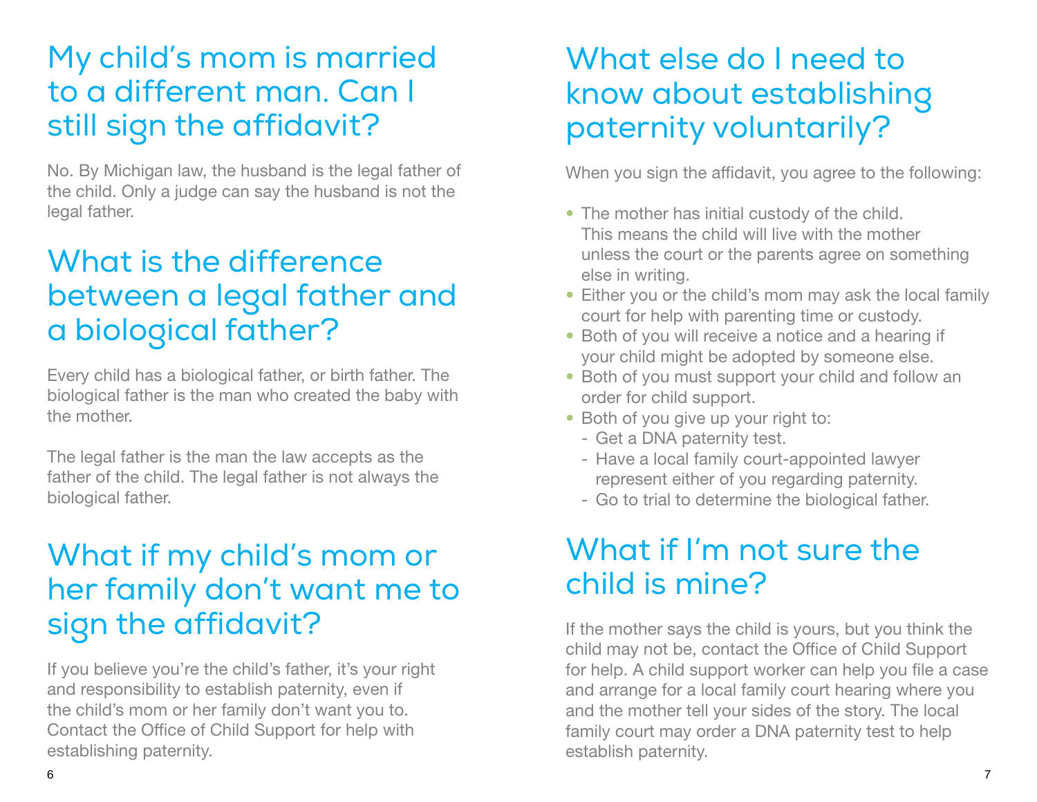## My child's mom is married to a different man. Can I still sign the affidavit?

No. By Michigan law, the husband is the legal father of the child. Only a judge can say the husband is not the legal father.

## What is the difference between a legal father and a biological father?

Every child has a biological father, or birth father. The biological father is the man who created the baby with the mother.

The legal father is the man the law accepts as the father of the child. The legal father is not always the biological father.

## What if my child's mom or her family don't want me to sign the affidavit?

If you believe you're the child's father, it's your right and responsibility to establish paternity, even if the child's mom or her family don't want you to. Contact the Office of Child Support for help with establishing paternity.

## What else do I need to know about establishing paternity voluntarily?

When you sign the affidavit, you agree to the following:

- The mother has initial custody of the child. This means the child will live with the mother unless the court or the parents agree on something else in writing.
- Either you or the child's mom may ask the local family court for help with parenting time or custody.
- Both of you will receive a notice and a hearing if your child might be adopted by someone else.
- Both of you must support your child and follow an order for child support.
- Both of you give up your right to:
  - Get a DNA paternity test.
  - Have a local family court-appointed lawyer represent either of you regarding paternity.
  - Go to trial to determine the biological father.

## What if I'm not sure the child is mine?

If the mother says the child is yours, but you think the child may not be, contact the Office of Child Support for help. A child support worker can help you file a case and arrange for a local family court hearing where you and the mother tell your sides of the story. The local family court may order a DNA paternity test to help establish paternity.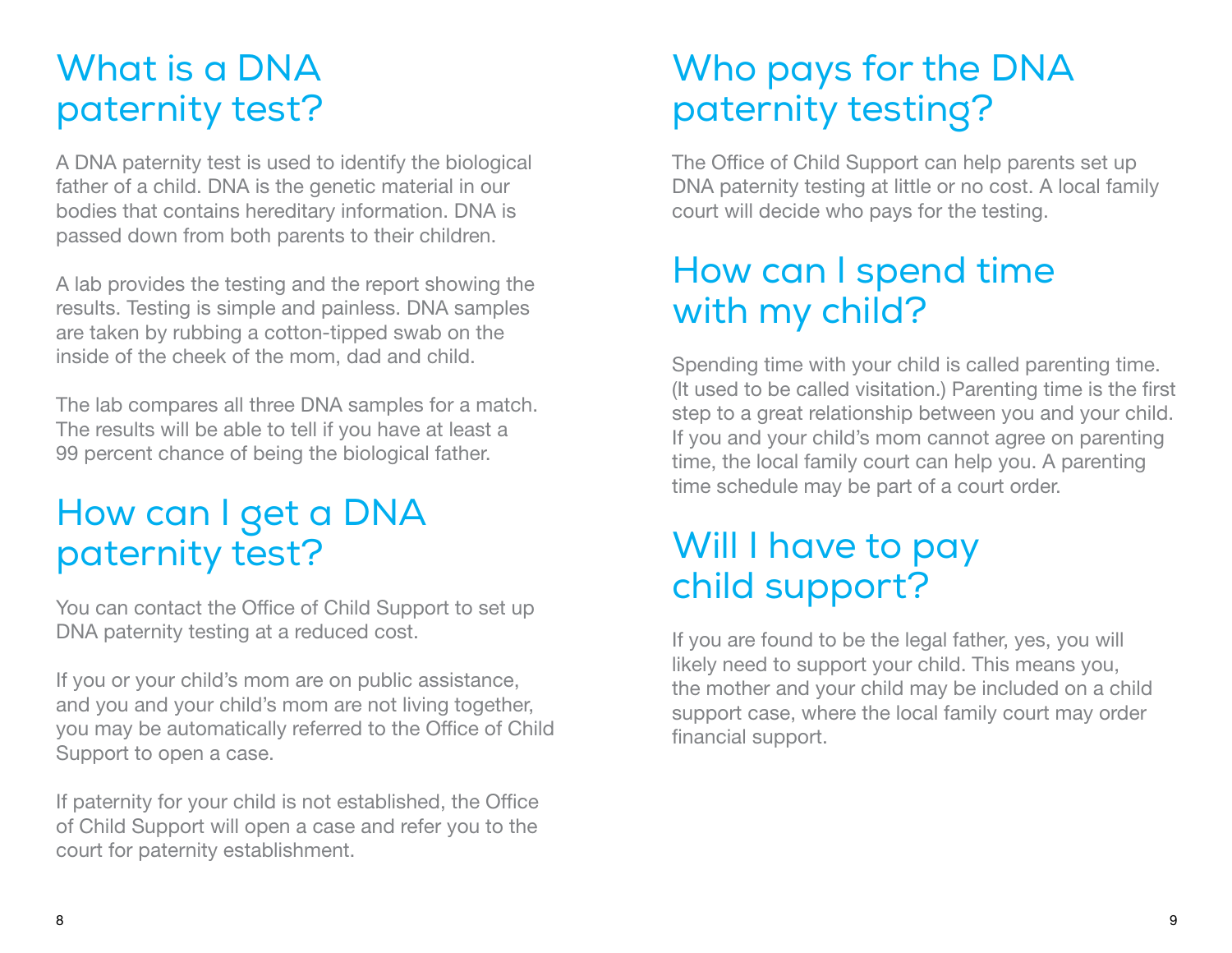## What is a DNA paternity test?

A DNA paternity test is used to identify the biological father of a child. DNA is the genetic material in our bodies that contains hereditary information. DNA is passed down from both parents to their children.

A lab provides the testing and the report showing the results. Testing is simple and painless. DNA samples are taken by rubbing a cotton-tipped swab on the inside of the cheek of the mom, dad and child.

The lab compares all three DNA samples for a match. The results will be able to tell if you have at least a 99 percent chance of being the biological father.

## How can I get a DNA paternity test?

You can contact the Office of Child Support to set up DNA paternity testing at a reduced cost.

If you or your child's mom are on public assistance, and you and your child's mom are not living together, you may be automatically referred to the Office of Child Support to open a case.

If paternity for your child is not established, the Office of Child Support will open a case and refer you to the court for paternity establishment.

## Who pays for the DNA paternity testing?

The Office of Child Support can help parents set up DNA paternity testing at little or no cost. A local family court will decide who pays for the testing.

## How can I spend time with my child?

Spending time with your child is called parenting time. (It used to be called visitation.) Parenting time is the first step to a great relationship between you and your child. If you and your child's mom cannot agree on parenting time, the local family court can help you. A parenting time schedule may be part of a court order.

## Will I have to pay child support?

If you are found to be the legal father, yes, you will likely need to support your child. This means you, the mother and your child may be included on a child support case, where the local family court may order financial support.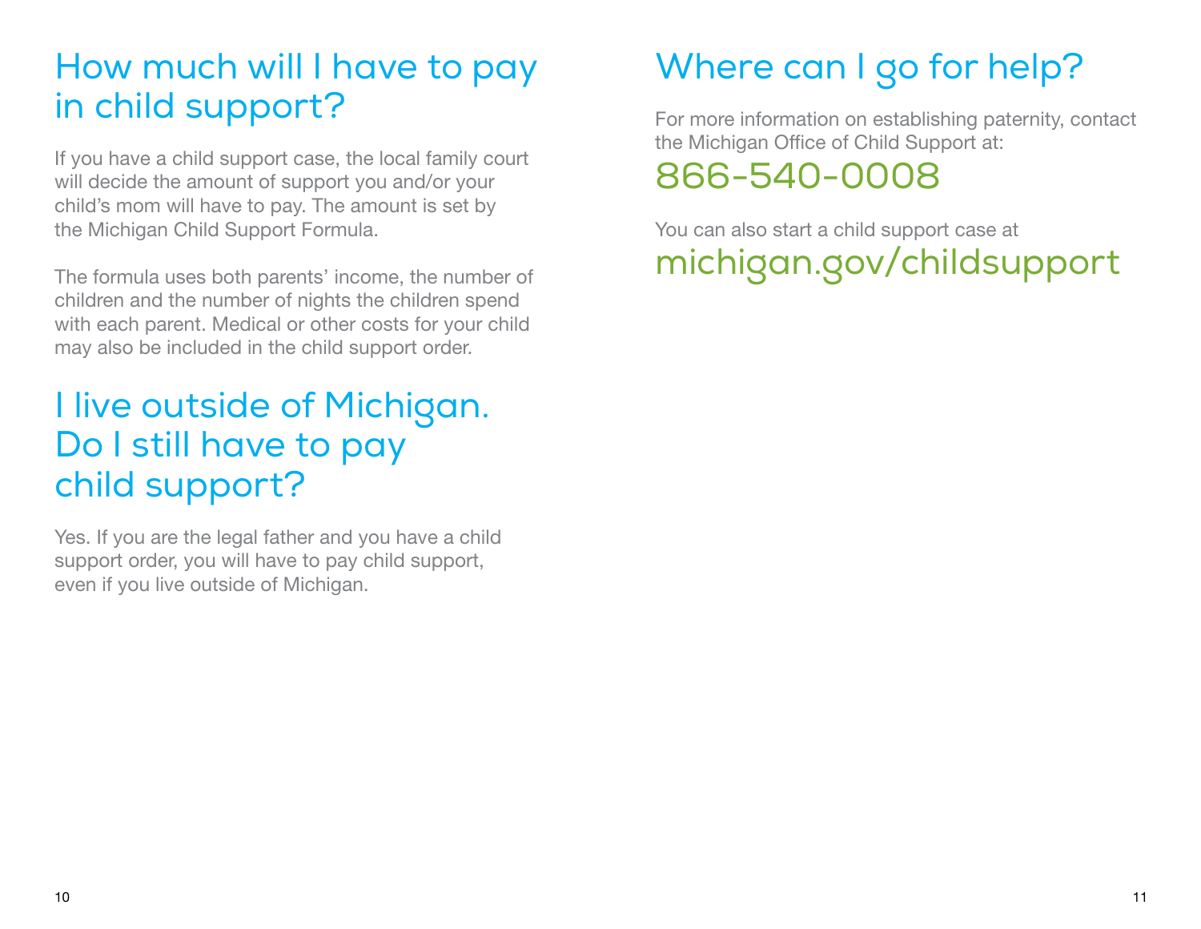## How much will I have to pay in child support?

If you have a child support case, the local family court will decide the amount of support you and/or your child's mom will have to pay. The amount is set by the Michigan Child Support Formula.

The formula uses both parents' income, the number of children and the number of nights the children spend with each parent. Medical or other costs for your child may also be included in the child support order.

## I live outside of Michigan. Do I still have to pay child support?

Yes. If you are the legal father and you have a child support order, you will have to pay child support, even if you live outside of Michigan.

## Where can I go for help?

For more information on establishing paternity, contact the Michigan Office of Child Support at:

**866-540-0008**

You can also start a child support case at

**michigan.gov/childsupport**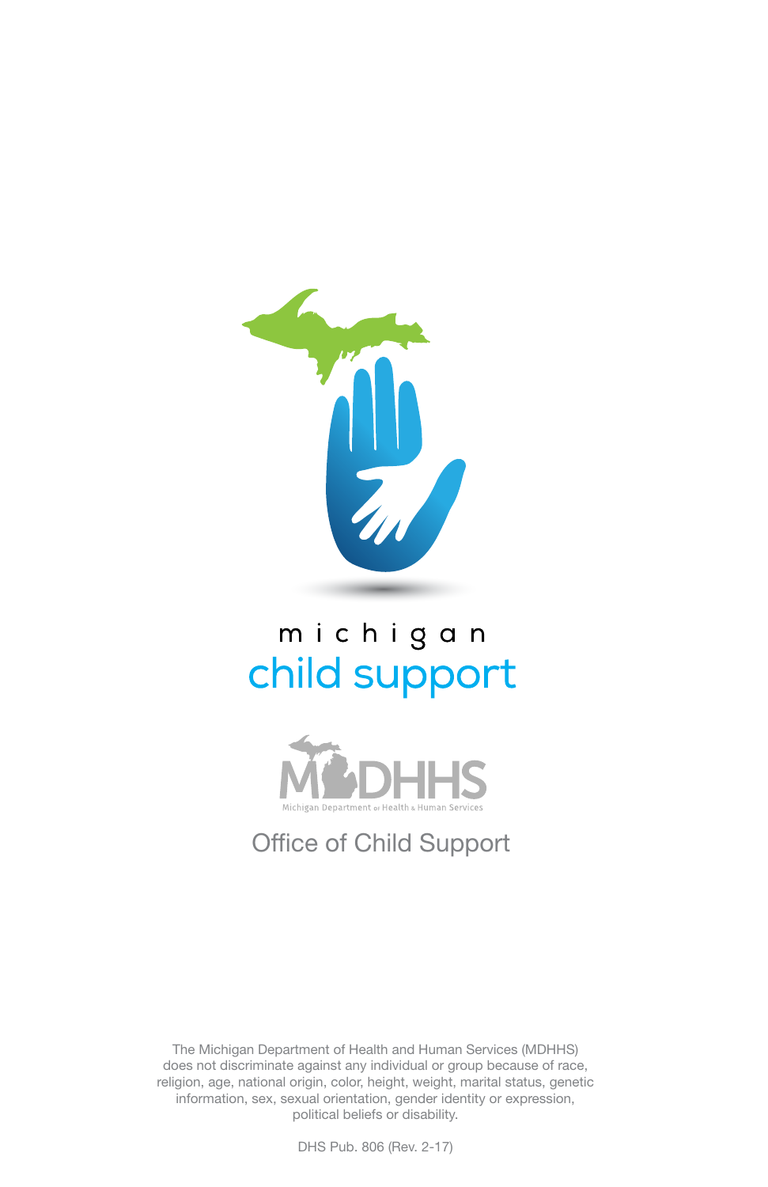michigan

child support

MDHHS

Michigan Department of Health & Human Services

Office of Child Support

The Michigan Department of Health and Human Services (MDHHS) does not discriminate against any individual or group because of race, religion, age, national origin, color, height, weight, marital status, genetic information, sex, sexual orientation, gender identity or expression, political beliefs or disability.

DHS Pub. 806 (Rev. 2-17)